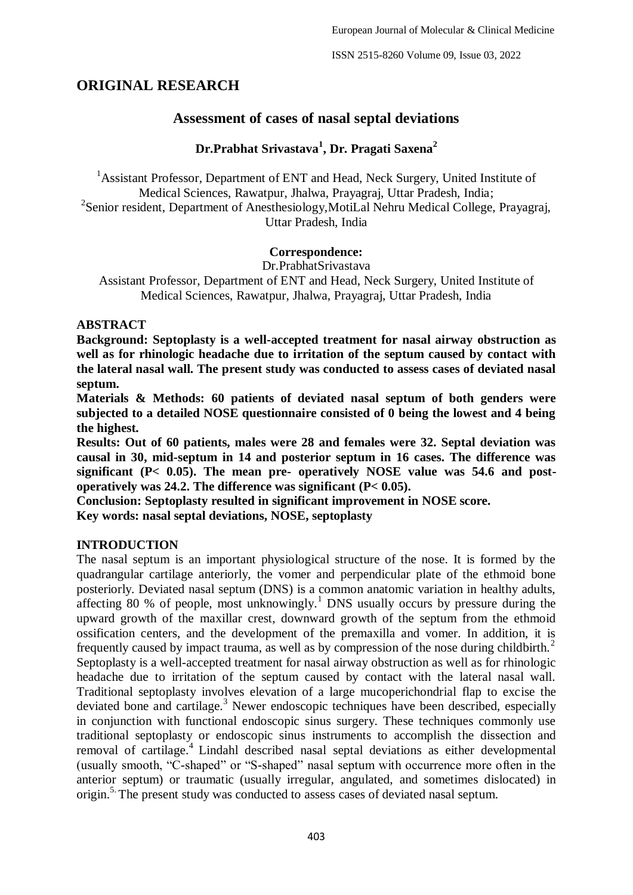## ORIGINAL RESEARCH

# Assessment of cases of nasal septal deviations

**Dr.Prabhat Srivastava[1], Dr. Pragati Saxena[2]**

[1]Assistant Professor, Department of ENT and Head, Neck Surgery, United Institute of Medical Sciences, Rawatpur, Jhalwa, Prayagraj, Uttar Pradesh, India;
[2]Senior resident, Department of Anesthesiology,MotiLal Nehru Medical College, Prayagraj, Uttar Pradesh, India

**Correspondence:**
Dr.PrabhatSrivastava
Assistant Professor, Department of ENT and Head, Neck Surgery, United Institute of Medical Sciences, Rawatpur, Jhalwa, Prayagraj, Uttar Pradesh, India

**ABSTRACT**

**Background: Septoplasty is a well-accepted treatment for nasal airway obstruction as well as for rhinologic headache due to irritation of the septum caused by contact with the lateral nasal wall. The present study was conducted to assess cases of deviated nasal septum.**

**Materials & Methods: 60 patients of deviated nasal septum of both genders were subjected to a detailed NOSE questionnaire consisted of 0 being the lowest and 4 being the highest.**

**Results: Out of 60 patients, males were 28 and females were 32. Septal deviation was causal in 30, mid-septum in 14 and posterior septum in 16 cases. The difference was significant (P< 0.05). The mean pre- operatively NOSE value was 54.6 and post-operatively was 24.2. The difference was significant (P< 0.05).**

**Conclusion: Septoplasty resulted in significant improvement in NOSE score.**

**Key words: nasal septal deviations, NOSE, septoplasty**

**INTRODUCTION**

The nasal septum is an important physiological structure of the nose. It is formed by the quadrangular cartilage anteriorly, the vomer and perpendicular plate of the ethmoid bone posteriorly. Deviated nasal septum (DNS) is a common anatomic variation in healthy adults, affecting 80 % of people, most unknowingly.[1] DNS usually occurs by pressure during the upward growth of the maxillar crest, downward growth of the septum from the ethmoid ossification centers, and the development of the premaxilla and vomer. In addition, it is frequently caused by impact trauma, as well as by compression of the nose during childbirth.[2] Septoplasty is a well-accepted treatment for nasal airway obstruction as well as for rhinologic headache due to irritation of the septum caused by contact with the lateral nasal wall. Traditional septoplasty involves elevation of a large mucoperichondrial flap to excise the deviated bone and cartilage.[3] Newer endoscopic techniques have been described, especially in conjunction with functional endoscopic sinus surgery. These techniques commonly use traditional septoplasty or endoscopic sinus instruments to accomplish the dissection and removal of cartilage.[4] Lindahl described nasal septal deviations as either developmental (usually smooth, "C-shaped" or "S-shaped" nasal septum with occurrence more often in the anterior septum) or traumatic (usually irregular, angulated, and sometimes dislocated) in origin.[5] The present study was conducted to assess cases of deviated nasal septum.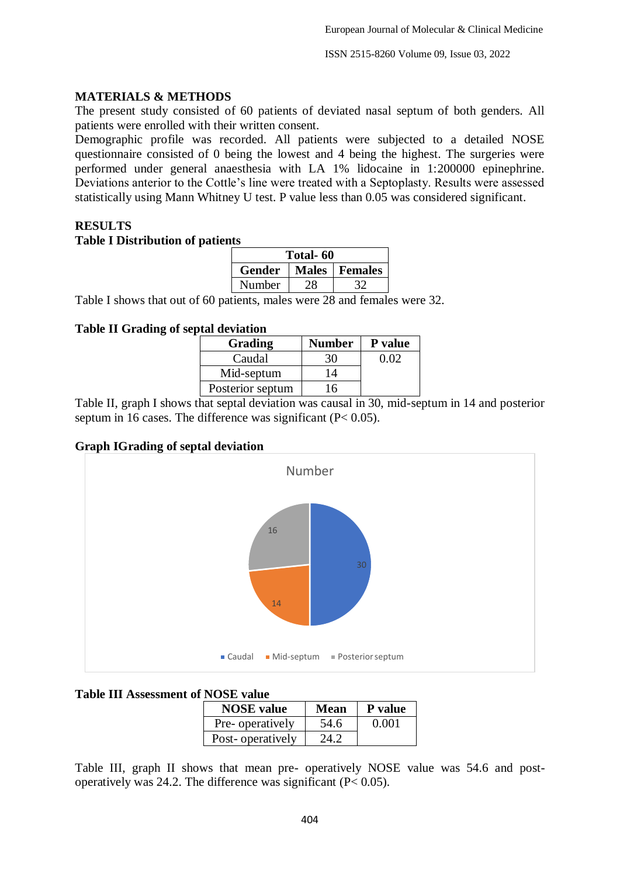## MATERIALS & METHODS

The present study consisted of 60 patients of deviated nasal septum of both genders. All patients were enrolled with their written consent.

Demographic profile was recorded. All patients were subjected to a detailed NOSE questionnaire consisted of 0 being the lowest and 4 being the highest. The surgeries were performed under general anaesthesia with LA 1% lidocaine in 1:200000 epinephrine. Deviations anterior to the Cottle's line were treated with a Septoplasty. Results were assessed statistically using Mann Whitney U test. P value less than 0.05 was considered significant.

## RESULTS

**Table I Distribution of patients**

| Total- 60 | | |
|---|---|---|
| **Gender** | **Males** | **Females** |
| Number | 28 | 32 |

Table I shows that out of 60 patients, males were 28 and females were 32.

**Table II Grading of septal deviation**

| Grading | Number | P value |
|---|---|---|
| Caudal | 30 | 0.02 |
| Mid-septum | 14 | |
| Posterior septum | 16 | |

Table II, graph I shows that septal deviation was causal in 30, mid-septum in 14 and posterior septum in 16 cases. The difference was significant (P< 0.05).

**Graph IGrading of septal deviation**

Number

- Caudal: 30
- Mid-septum: 14
- Posterior septum: 16

**Table III Assessment of NOSE value**

| NOSE value | Mean | P value |
|---|---|---|
| Pre- operatively | 54.6 | 0.001 |
| Post- operatively | 24.2 | |

Table III, graph II shows that mean pre- operatively NOSE value was 54.6 and post- operatively was 24.2. The difference was significant (P< 0.05).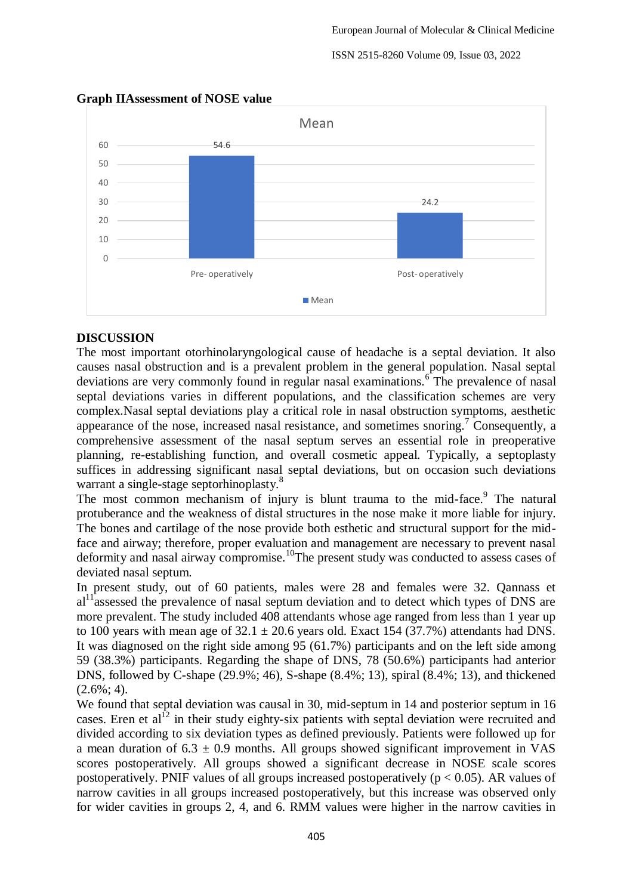**Graph IIAssessment of NOSE value**

| | Mean |
|---|---|
| Pre- operatively | 54.6 |
| Post- operatively | 24.2 |

## DISCUSSION

The most important otorhinolaryngological cause of headache is a septal deviation. It also causes nasal obstruction and is a prevalent problem in the general population. Nasal septal deviations are very commonly found in regular nasal examinations.[6] The prevalence of nasal septal deviations varies in different populations, and the classification schemes are very complex.Nasal septal deviations play a critical role in nasal obstruction symptoms, aesthetic appearance of the nose, increased nasal resistance, and sometimes snoring.[7] Consequently, a comprehensive assessment of the nasal septum serves an essential role in preoperative planning, re-establishing function, and overall cosmetic appeal. Typically, a septoplasty suffices in addressing significant nasal septal deviations, but on occasion such deviations warrant a single-stage septorhinoplasty.[8]

The most common mechanism of injury is blunt trauma to the mid-face.[9] The natural protuberance and the weakness of distal structures in the nose make it more liable for injury. The bones and cartilage of the nose provide both esthetic and structural support for the mid-face and airway; therefore, proper evaluation and management are necessary to prevent nasal deformity and nasal airway compromise.[10]The present study was conducted to assess cases of deviated nasal septum.

In present study, out of 60 patients, males were 28 and females were 32. Qannass et al[11]assessed the prevalence of nasal septum deviation and to detect which types of DNS are more prevalent. The study included 408 attendants whose age ranged from less than 1 year up to 100 years with mean age of 32.1 ± 20.6 years old. Exact 154 (37.7%) attendants had DNS. It was diagnosed on the right side among 95 (61.7%) participants and on the left side among 59 (38.3%) participants. Regarding the shape of DNS, 78 (50.6%) participants had anterior DNS, followed by C-shape (29.9%; 46), S-shape (8.4%; 13), spiral (8.4%; 13), and thickened (2.6%; 4).

We found that septal deviation was causal in 30, mid-septum in 14 and posterior septum in 16 cases. Eren et al[12] in their study eighty-six patients with septal deviation were recruited and divided according to six deviation types as defined previously. Patients were followed up for a mean duration of 6.3 ± 0.9 months. All groups showed significant improvement in VAS scores postoperatively. All groups showed a significant decrease in NOSE scale scores postoperatively. PNIF values of all groups increased postoperatively ($p < 0.05$). AR values of narrow cavities in all groups increased postoperatively, but this increase was observed only for wider cavities in groups 2, 4, and 6. RMM values were higher in the narrow cavities in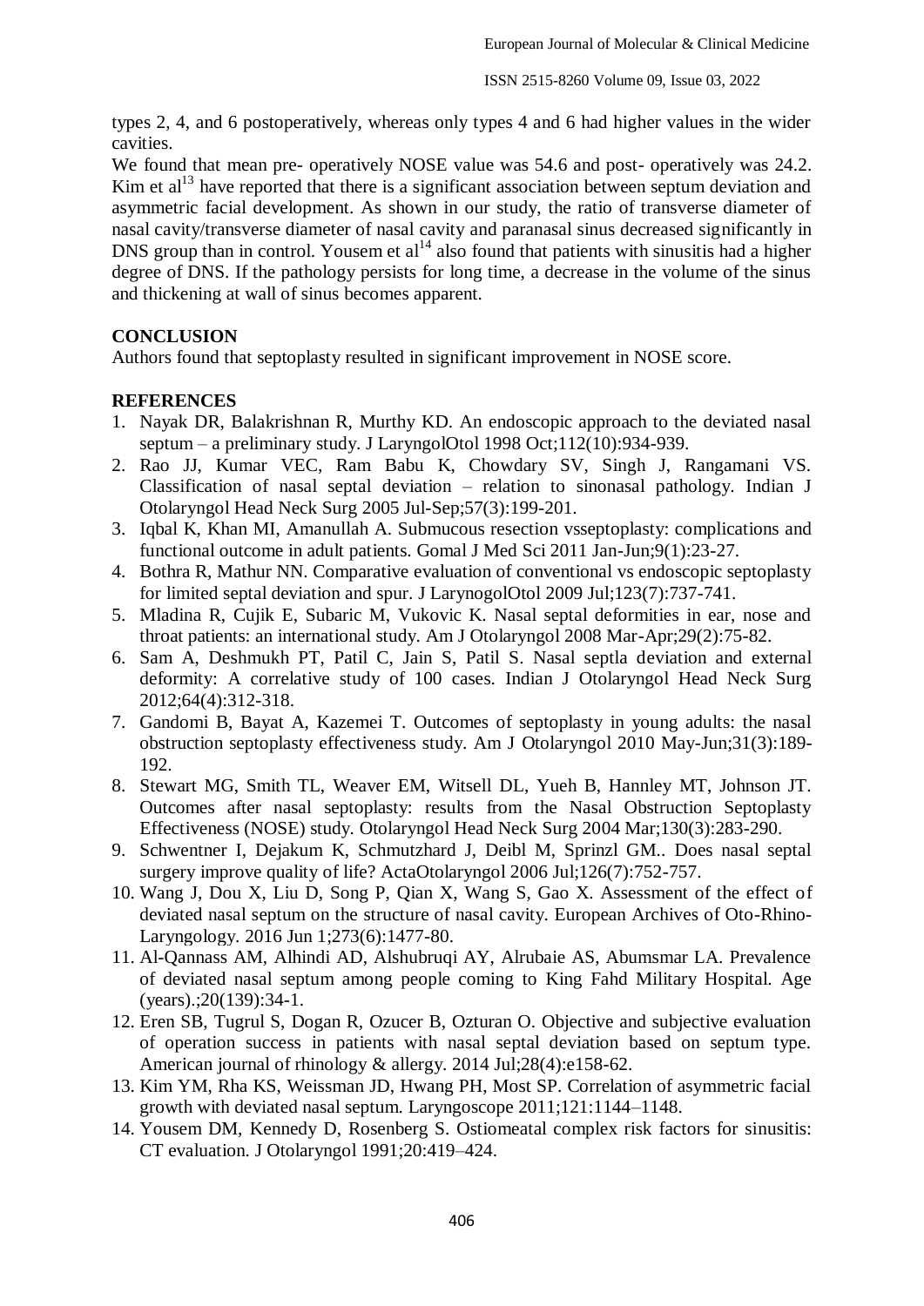types 2, 4, and 6 postoperatively, whereas only types 4 and 6 had higher values in the wider cavities.

We found that mean pre- operatively NOSE value was 54.6 and post- operatively was 24.2. Kim et al[13] have reported that there is a significant association between septum deviation and asymmetric facial development. As shown in our study, the ratio of transverse diameter of nasal cavity/transverse diameter of nasal cavity and paranasal sinus decreased significantly in DNS group than in control. Yousem et al[14] also found that patients with sinusitis had a higher degree of DNS. If the pathology persists for long time, a decrease in the volume of the sinus and thickening at wall of sinus becomes apparent.

## CONCLUSION

Authors found that septoplasty resulted in significant improvement in NOSE score.

## REFERENCES

1. Nayak DR, Balakrishnan R, Murthy KD. An endoscopic approach to the deviated nasal septum – a preliminary study. J LaryngolOtol 1998 Oct;112(10):934-939.
2. Rao JJ, Kumar VEC, Ram Babu K, Chowdary SV, Singh J, Rangamani VS. Classification of nasal septal deviation – relation to sinonasal pathology. Indian J Otolaryngol Head Neck Surg 2005 Jul-Sep;57(3):199-201.
3. Iqbal K, Khan MI, Amanullah A. Submucous resection vsseptoplasty: complications and functional outcome in adult patients. Gomal J Med Sci 2011 Jan-Jun;9(1):23-27.
4. Bothra R, Mathur NN. Comparative evaluation of conventional vs endoscopic septoplasty for limited septal deviation and spur. J LarynogolOtol 2009 Jul;123(7):737-741.
5. Mladina R, Cujik E, Subaric M, Vukovic K. Nasal septal deformities in ear, nose and throat patients: an international study. Am J Otolaryngol 2008 Mar-Apr;29(2):75-82.
6. Sam A, Deshmukh PT, Patil C, Jain S, Patil S. Nasal septla deviation and external deformity: A correlative study of 100 cases. Indian J Otolaryngol Head Neck Surg 2012;64(4):312-318.
7. Gandomi B, Bayat A, Kazemei T. Outcomes of septoplasty in young adults: the nasal obstruction septoplasty effectiveness study. Am J Otolaryngol 2010 May-Jun;31(3):189-192.
8. Stewart MG, Smith TL, Weaver EM, Witsell DL, Yueh B, Hannley MT, Johnson JT. Outcomes after nasal septoplasty: results from the Nasal Obstruction Septoplasty Effectiveness (NOSE) study. Otolaryngol Head Neck Surg 2004 Mar;130(3):283-290.
9. Schwentner I, Dejakum K, Schmutzhard J, Deibl M, Sprinzl GM.. Does nasal septal surgery improve quality of life? ActaOtolaryngol 2006 Jul;126(7):752-757.
10. Wang J, Dou X, Liu D, Song P, Qian X, Wang S, Gao X. Assessment of the effect of deviated nasal septum on the structure of nasal cavity. European Archives of Oto-Rhino-Laryngology. 2016 Jun 1;273(6):1477-80.
11. Al-Qannass AM, Alhindi AD, Alshubruqi AY, Alrubaie AS, Abumsmar LA. Prevalence of deviated nasal septum among people coming to King Fahd Military Hospital. Age (years).;20(139):34-1.
12. Eren SB, Tugrul S, Dogan R, Ozucer B, Ozturan O. Objective and subjective evaluation of operation success in patients with nasal septal deviation based on septum type. American journal of rhinology & allergy. 2014 Jul;28(4):e158-62.
13. Kim YM, Rha KS, Weissman JD, Hwang PH, Most SP. Correlation of asymmetric facial growth with deviated nasal septum. Laryngoscope 2011;121:1144–1148.
14. Yousem DM, Kennedy D, Rosenberg S. Ostiomeatal complex risk factors for sinusitis: CT evaluation. J Otolaryngol 1991;20:419–424.